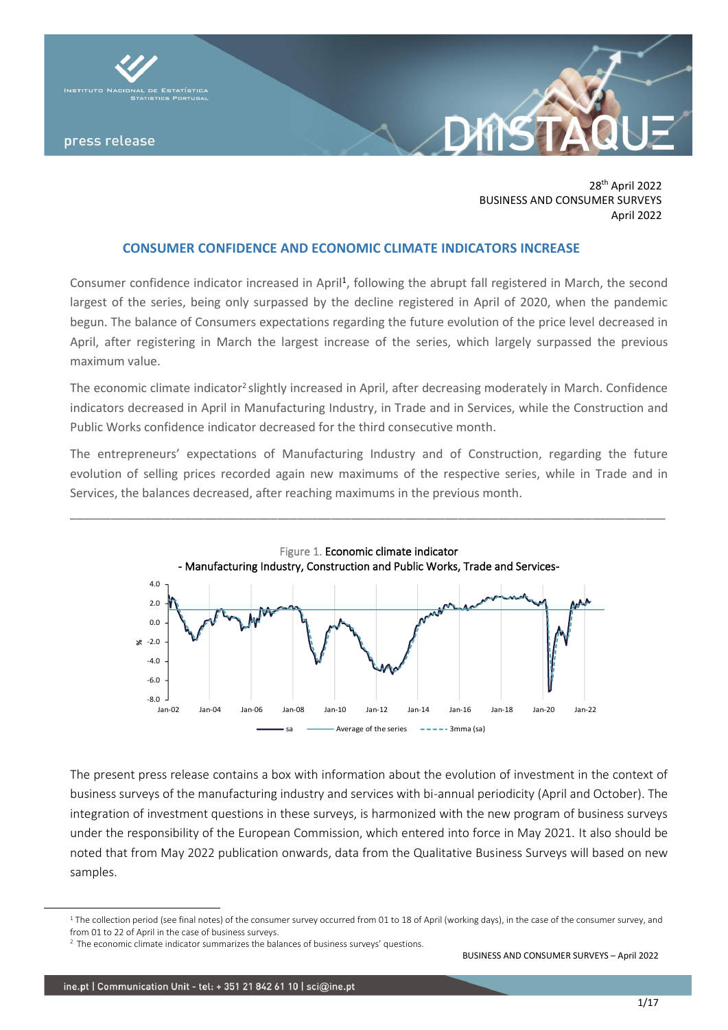28th April 2022
BUSINESS AND CONSUMER SURVEYS
April 2022

## CONSUMER CONFIDENCE AND ECONOMIC CLIMATE INDICATORS INCREASE

Consumer confidence indicator increased in April[1], following the abrupt fall registered in March, the second largest of the series, being only surpassed by the decline registered in April of 2020, when the pandemic begun. The balance of Consumers expectations regarding the future evolution of the price level decreased in April, after registering in March the largest increase of the series, which largely surpassed the previous maximum value.

The economic climate indicator[2] slightly increased in April, after decreasing moderately in March. Confidence indicators decreased in April in Manufacturing Industry, in Trade and in Services, while the Construction and Public Works confidence indicator decreased for the third consecutive month.

The entrepreneurs' expectations of Manufacturing Industry and of Construction, regarding the future evolution of selling prices recorded again new maximums of the respective series, while in Trade and in Services, the balances decreased, after reaching maximums in the previous month.

---

Figure 1. Economic climate indicator
- Manufacturing Industry, Construction and Public Works, Trade and Services-

The present press release contains a box with information about the evolution of investment in the context of business surveys of the manufacturing industry and services with bi-annual periodicity (April and October). The integration of investment questions in these surveys, is harmonized with the new program of business surveys under the responsibility of the European Commission, which entered into force in May 2021. It also should be noted that from May 2022 publication onwards, data from the Qualitative Business Surveys will based on new samples.

---

[1] The collection period (see final notes) of the consumer survey occurred from 01 to 18 of April (working days), in the case of the consumer survey, and from 01 to 22 of April in the case of business surveys.

[2] The economic climate indicator summarizes the balances of business surveys' questions.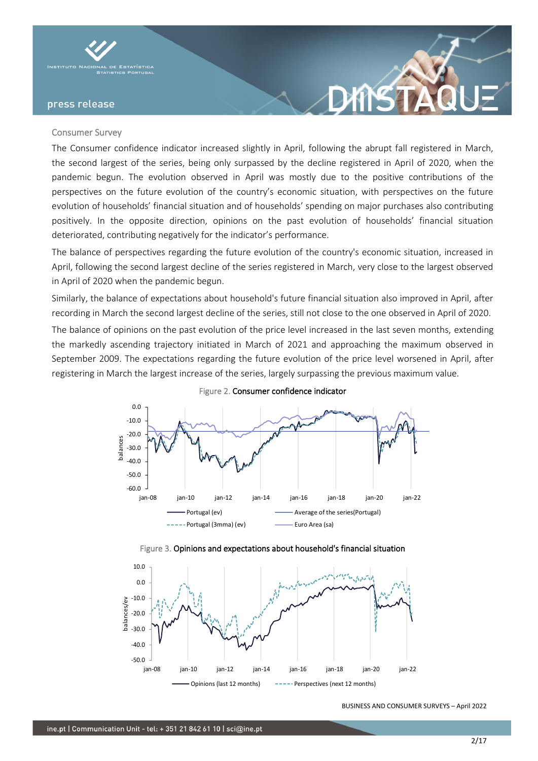## Consumer Survey

The Consumer confidence indicator increased slightly in April, following the abrupt fall registered in March, the second largest of the series, being only surpassed by the decline registered in April of 2020, when the pandemic begun. The evolution observed in April was mostly due to the positive contributions of the perspectives on the future evolution of the country's economic situation, with perspectives on the future evolution of households' financial situation and of households' spending on major purchases also contributing positively. In the opposite direction, opinions on the past evolution of households' financial situation deteriorated, contributing negatively for the indicator's performance.

The balance of perspectives regarding the future evolution of the country's economic situation, increased in April, following the second largest decline of the series registered in March, very close to the largest observed in April of 2020 when the pandemic begun.

Similarly, the balance of expectations about household's future financial situation also improved in April, after recording in March the second largest decline of the series, still not close to the one observed in April of 2020.

The balance of opinions on the past evolution of the price level increased in the last seven months, extending the markedly ascending trajectory initiated in March of 2021 and approaching the maximum observed in September 2009. The expectations regarding the future evolution of the price level worsened in April, after registering in March the largest increase of the series, largely surpassing the previous maximum value.

Figure 2. Consumer confidence indicator

balances
0.0
-10.0
-20.0
-30.0
-40.0
-50.0
-60.0
jan-08 jan-10 jan-12 jan-14 jan-16 jan-18 jan-20 jan-22
Portugal (ev)
Portugal (3mma) (ev)
Average of the series(Portugal)
Euro Area (sa)

Figure 3. Opinions and expectations about household's financial situation

balances/ev
10.0
0.0
-10.0
-20.0
-30.0
-40.0
-50.0
jan-08 jan-10 jan-12 jan-14 jan-16 jan-18 jan-20 jan-22
Opinions (last 12 months)
Perspectives (next 12 months)

BUSINESS AND CONSUMER SURVEYS – April 2022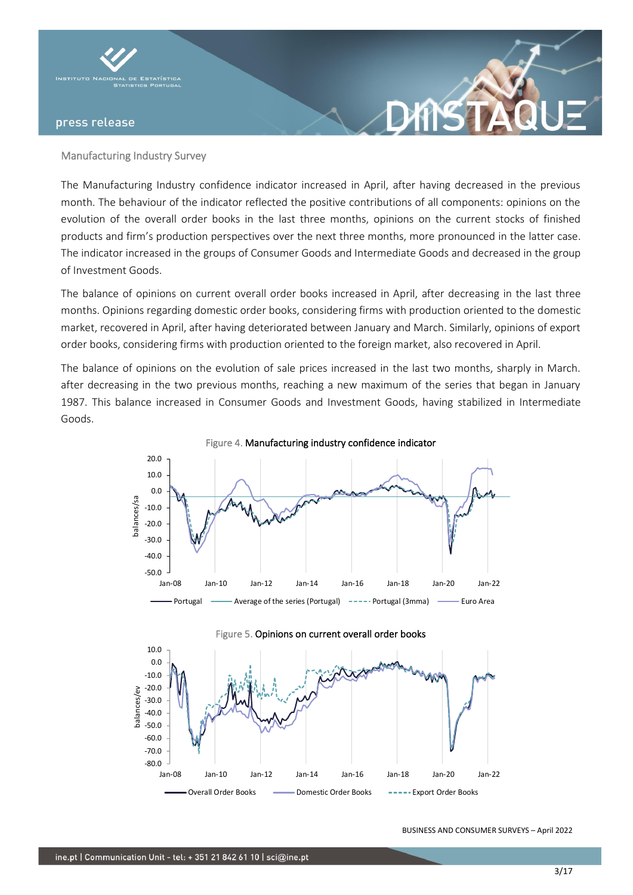Manufacturing Industry Survey

The Manufacturing Industry confidence indicator increased in April, after having decreased in the previous month. The behaviour of the indicator reflected the positive contributions of all components: opinions on the evolution of the overall order books in the last three months, opinions on the current stocks of finished products and firm's production perspectives over the next three months, more pronounced in the latter case. The indicator increased in the groups of Consumer Goods and Intermediate Goods and decreased in the group of Investment Goods.

The balance of opinions on current overall order books increased in April, after decreasing in the last three months. Opinions regarding domestic order books, considering firms with production oriented to the domestic market, recovered in April, after having deteriorated between January and March. Similarly, opinions of export order books, considering firms with production oriented to the foreign market, also recovered in April.

The balance of opinions on the evolution of sale prices increased in the last two months, sharply in March. after decreasing in the two previous months, reaching a new maximum of the series that began in January 1987. This balance increased in Consumer Goods and Investment Goods, having stabilized in Intermediate Goods.

Figure 4. **Manufacturing industry confidence indicator**

20.0
10.0
0.0
-10.0
-20.0
-30.0
-40.0
-50.0
balances/sa
Jan-08 Jan-10 Jan-12 Jan-14 Jan-16 Jan-18 Jan-20 Jan-22
Portugal — Average of the series (Portugal) — Portugal (3mma) — Euro Area

Figure 5. **Opinions on current overall order books**

10.0
0.0
-10.0
-20.0
-30.0
-40.0
-50.0
-60.0
-70.0
-80.0
balances/ev
Jan-08 Jan-10 Jan-12 Jan-14 Jan-16 Jan-18 Jan-20 Jan-22
Overall Order Books — Domestic Order Books — Export Order Books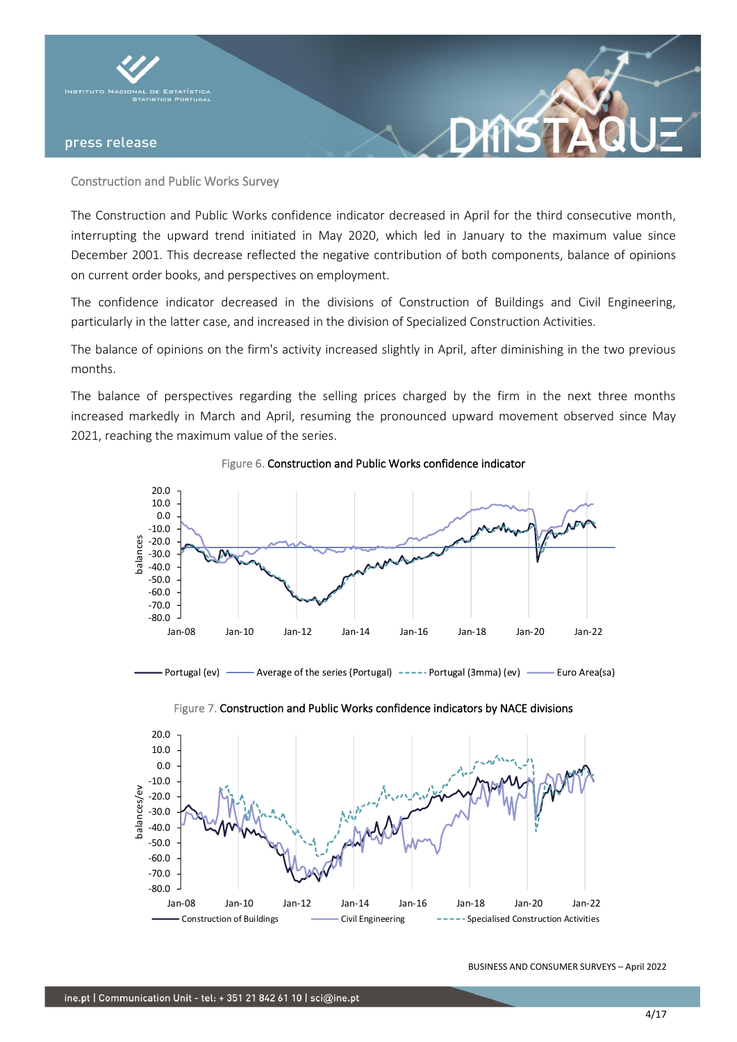Construction and Public Works Survey

The Construction and Public Works confidence indicator decreased in April for the third consecutive month, interrupting the upward trend initiated in May 2020, which led in January to the maximum value since December 2001. This decrease reflected the negative contribution of both components, balance of opinions on current order books, and perspectives on employment.

The confidence indicator decreased in the divisions of Construction of Buildings and Civil Engineering, particularly in the latter case, and increased in the division of Specialized Construction Activities.

The balance of opinions on the firm's activity increased slightly in April, after diminishing in the two previous months.

The balance of perspectives regarding the selling prices charged by the firm in the next three months increased markedly in March and April, resuming the pronounced upward movement observed since May 2021, reaching the maximum value of the series.

Figure 6. Construction and Public Works confidence indicator

balances

20.0
10.0
0.0
-10.0
-20.0
-30.0
-40.0
-50.0
-60.0
-70.0
-80.0

Jan-08 Jan-10 Jan-12 Jan-14 Jan-16 Jan-18 Jan-20 Jan-22

Portugal (ev)
Average of the series (Portugal)
Portugal (3mma) (ev)
Euro Area(sa)

Figure 7. Construction and Public Works confidence indicators by NACE divisions

balances/ev

20.0
10.0
0.0
-10.0
-20.0
-30.0
-40.0
-50.0
-60.0
-70.0
-80.0

Jan-08 Jan-10 Jan-12 Jan-14 Jan-16 Jan-18 Jan-20 Jan-22

Construction of Buildings
Civil Engineering
Specialised Construction Activities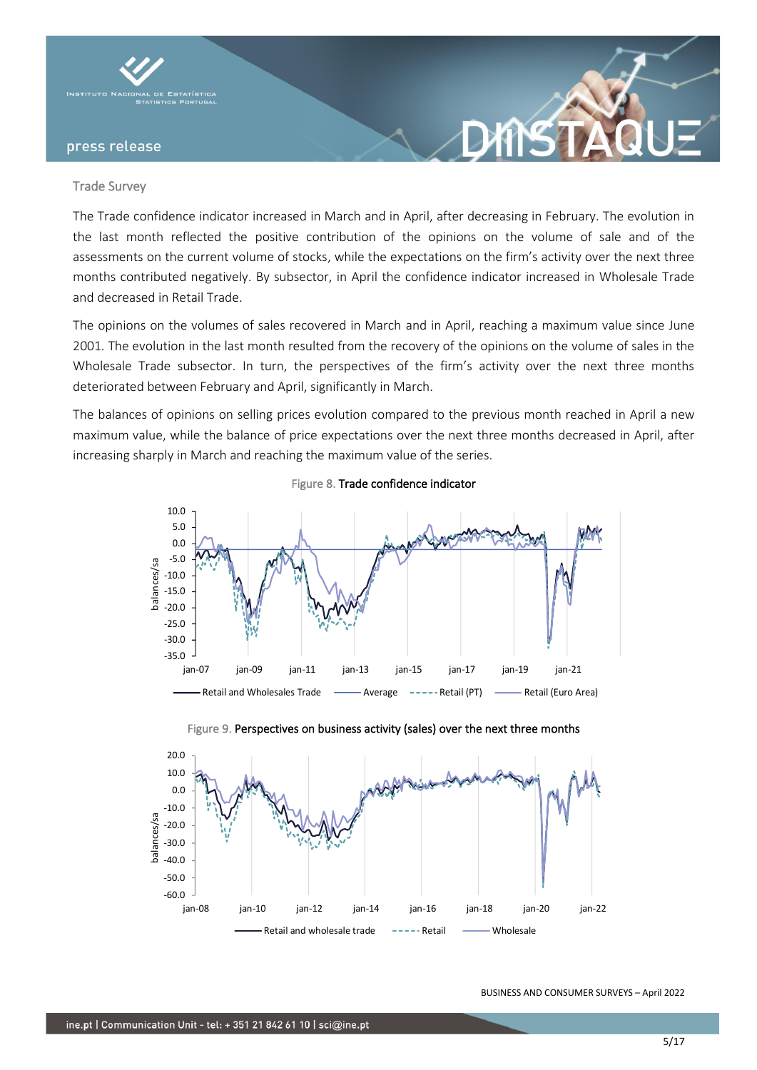## Trade Survey

The Trade confidence indicator increased in March and in April, after decreasing in February. The evolution in the last month reflected the positive contribution of the opinions on the volume of sale and of the assessments on the current volume of stocks, while the expectations on the firm's activity over the next three months contributed negatively. By subsector, in April the confidence indicator increased in Wholesale Trade and decreased in Retail Trade.

The opinions on the volumes of sales recovered in March and in April, reaching a maximum value since June 2001. The evolution in the last month resulted from the recovery of the opinions on the volume of sales in the Wholesale Trade subsector. In turn, the perspectives of the firm's activity over the next three months deteriorated between February and April, significantly in March.

The balances of opinions on selling prices evolution compared to the previous month reached in April a new maximum value, while the balance of price expectations over the next three months decreased in April, after increasing sharply in March and reaching the maximum value of the series.

Figure 8. Trade confidence indicator

balances/sa
10.0
5.0
0.0
-5.0
-10.0
-15.0
-20.0
-25.0
-30.0
-35.0
jan-07 jan-09 jan-11 jan-13 jan-15 jan-17 jan-19 jan-21
Retail and Wholesales Trade — Average — Retail (PT) — Retail (Euro Area)

Figure 9. Perspectives on business activity (sales) over the next three months

balances/sa
20.0
10.0
0.0
-10.0
-20.0
-30.0
-40.0
-50.0
-60.0
jan-08 jan-10 jan-12 jan-14 jan-16 jan-18 jan-20 jan-22
Retail and wholesale trade — Retail — Wholesale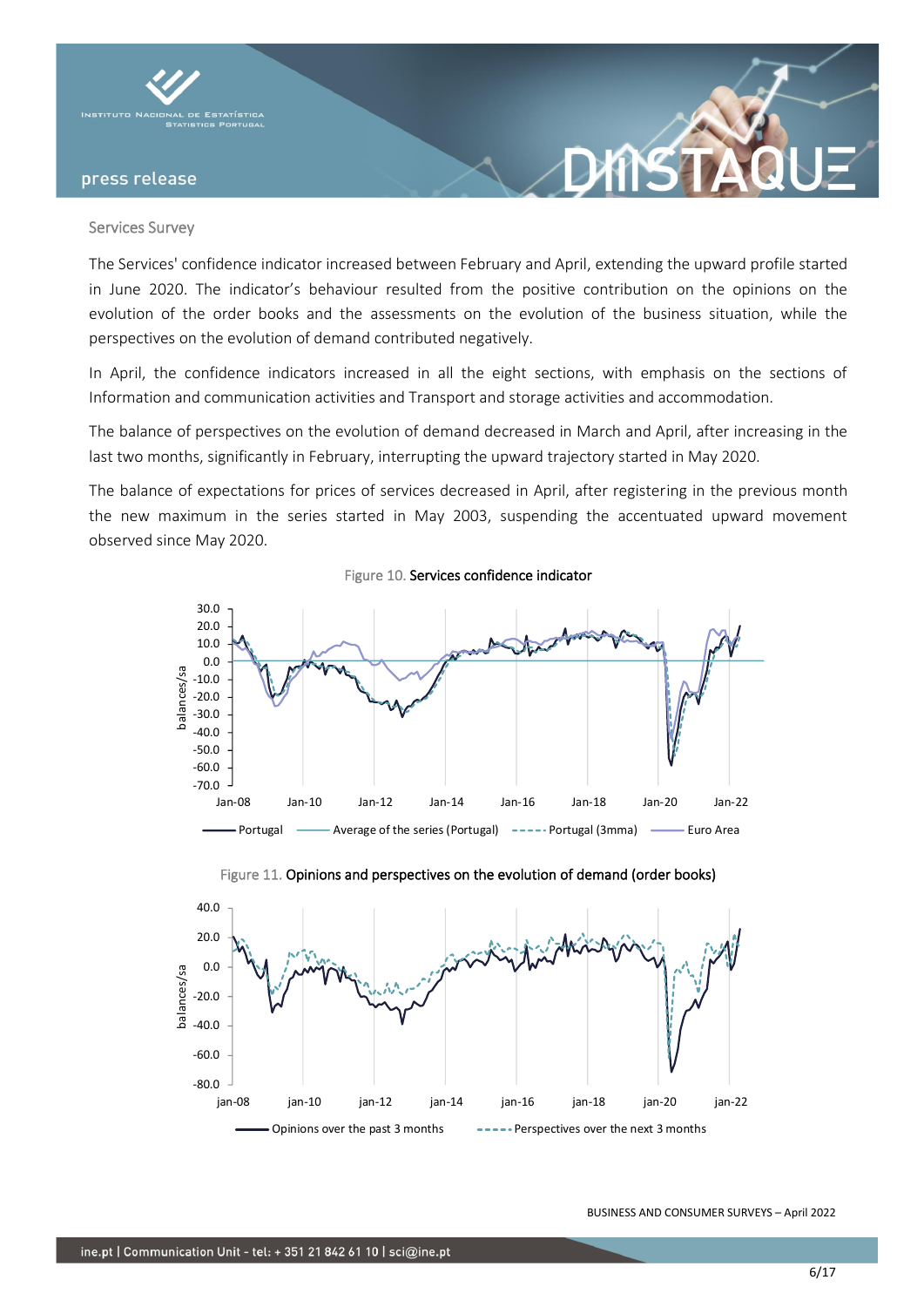## Services Survey

The Services' confidence indicator increased between February and April, extending the upward profile started in June 2020. The indicator's behaviour resulted from the positive contribution on the opinions on the evolution of the order books and the assessments on the evolution of the business situation, while the perspectives on the evolution of demand contributed negatively.

In April, the confidence indicators increased in all the eight sections, with emphasis on the sections of Information and communication activities and Transport and storage activities and accommodation.

The balance of perspectives on the evolution of demand decreased in March and April, after increasing in the last two months, significantly in February, interrupting the upward trajectory started in May 2020.

The balance of expectations for prices of services decreased in April, after registering in the previous month the new maximum in the series started in May 2003, suspending the accentuated upward movement observed since May 2020.

Figure 10. **Services confidence indicator**

balances/sa

30.0
20.0
10.0
0.0
-10.0
-20.0
-30.0
-40.0
-50.0
-60.0
-70.0

Jan-08 Jan-10 Jan-12 Jan-14 Jan-16 Jan-18 Jan-20 Jan-22

Portugal — Average of the series (Portugal) — Portugal (3mma) — Euro Area

Figure 11. **Opinions and perspectives on the evolution of demand (order books)**

balances/sa

40.0
20.0
0.0
-20.0
-40.0
-60.0
-80.0

jan-08 jan-10 jan-12 jan-14 jan-16 jan-18 jan-20 jan-22

Opinions over the past 3 months — Perspectives over the next 3 months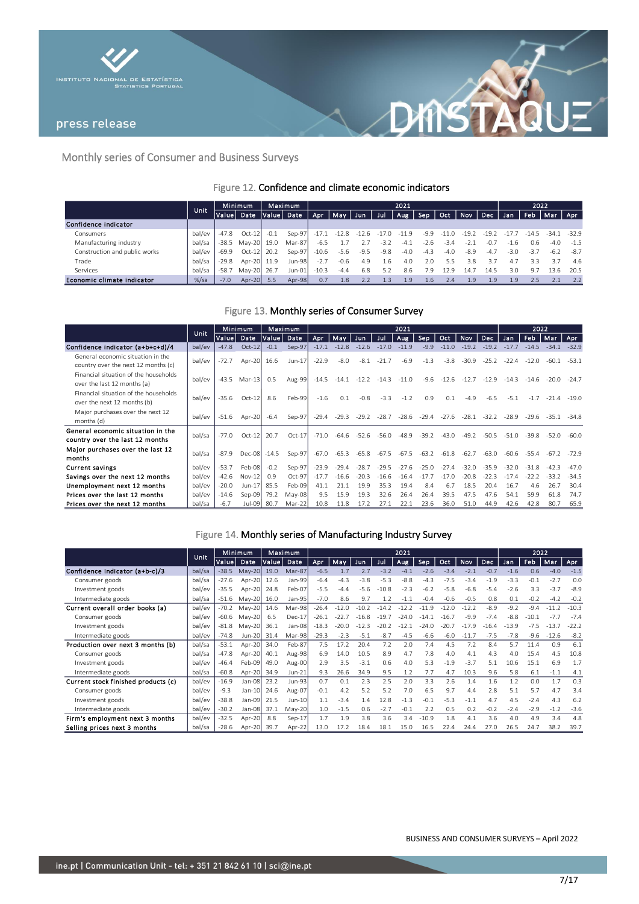Monthly series of Consumer and Business Surveys

Figure 12. Confidence and climate economic indicators

| | Unit | Minimum | | Maximum | | 2021 | | | | | | | | | 2022 | | | |
|---|---|---|---|---|---|---|---|---|---|---|---|---|---|---|---|---|---|---|
| | | Value | Date | Value | Date | Apr | May | Jun | Jul | Aug | Sep | Oct | Nov | Dec | Jan | Feb | Mar | Apr |
| **Confidence indicator** | | | | | | | | | | | | | | | | | | |
| Consumers | bal/ev | -47.8 | Oct-12 | -0.1 | Sep-97 | -17.1 | -12.8 | -12.6 | -17.0 | -11.9 | -9.9 | -11.0 | -19.2 | -19.2 | -17.7 | -14.5 | -34.1 | -32.9 |
| Manufacturing industry | bal/sa | -38.5 | May-20 | 19.0 | Mar-87 | -6.5 | 1.7 | 2.7 | -3.2 | -4.1 | -2.6 | -3.4 | -2.1 | -0.7 | -1.6 | 0.6 | -4.0 | -1.5 |
| Construction and public works | bal/ev | -69.9 | Oct-12 | 20.2 | Sep-97 | -10.6 | -5.6 | -9.5 | -9.8 | -4.0 | -4.3 | -4.0 | -8.9 | -4.7 | -3.0 | -3.7 | -6.2 | -8.7 |
| Trade | bal/sa | -29.8 | Apr-20 | 11.9 | Jun-98 | -2.7 | -0.6 | 4.9 | 1.6 | 4.0 | 2.0 | 5.5 | 3.8 | 3.7 | 4.7 | 3.3 | 3.7 | 4.6 |
| Services | bal/sa | -58.7 | May-20 | 26.7 | Jun-01 | -10.3 | -4.4 | 6.8 | 5.2 | 8.6 | 7.9 | 12.9 | 14.7 | 14.5 | 3.0 | 9.7 | 13.6 | 20.5 |
| **Economic climate indicator** | %/sa | -7.0 | Apr-20 | 5.5 | Apr-98 | 0.7 | 1.8 | 2.2 | 1.3 | 1.9 | 1.6 | 2.4 | 1.9 | 1.9 | 1.9 | 2.5 | 2.1 | 2.2 |

Figure 13. Monthly series of Consumer Survey

| | Unit | Minimum | | Maximum | | 2021 | | | | | | | | | 2022 | | | |
|---|---|---|---|---|---|---|---|---|---|---|---|---|---|---|---|---|---|---|
| | | Value | Date | Value | Date | Apr | May | Jun | Jul | Aug | Sep | Oct | Nov | Dec | Jan | Feb | Mar | Apr |
| **Confidence indicator (a+b+c+d)/4** | bal/ev | -47.8 | Oct-12 | -0.1 | Sep-97 | -17.1 | -12.8 | -12.6 | -17.0 | -11.9 | -9.9 | -11.0 | -19.2 | -19.2 | -17.7 | -14.5 | -34.1 | -32.9 |
| General economic situation in the country over the next 12 months (c) | bal/ev | -72.7 | Apr-20 | 16.6 | Jun-17 | -22.9 | -8.0 | -8.1 | -21.7 | -6.9 | -1.3 | -3.8 | -30.9 | -25.2 | -22.4 | -12.0 | -60.1 | -53.1 |
| Financial situation of the households over the last 12 months (a) | bal/ev | -43.5 | Mar-13 | 0.5 | Aug-99 | -14.5 | -14.1 | -12.2 | -14.3 | -11.0 | -9.6 | -12.6 | -12.7 | -12.9 | -14.3 | -14.6 | -20.0 | -24.7 |
| Financial situation of the households over the next 12 months (b) | bal/ev | -35.6 | Oct-12 | 8.6 | Feb-99 | -1.6 | 0.1 | -0.8 | -3.3 | -1.2 | 0.9 | 0.1 | -4.9 | -6.5 | -5.1 | -1.7 | -21.4 | -19.0 |
| Major purchases over the next 12 months (d) | bal/ev | -51.6 | Apr-20 | -6.4 | Sep-97 | -29.4 | -29.3 | -29.2 | -28.7 | -28.6 | -29.4 | -27.6 | -28.1 | -32.2 | -28.9 | -29.6 | -35.1 | -34.8 |
| **General economic situation in the country over the last 12 months** | bal/sa | -77.0 | Oct-12 | 20.7 | Oct-17 | -71.0 | -64.6 | -52.6 | -56.0 | -48.9 | -39.2 | -43.0 | -49.2 | -50.5 | -51.0 | -39.8 | -52.0 | -60.0 |
| **Major purchases over the last 12 months** | bal/sa | -87.9 | Dec-08 | -14.5 | Sep-97 | -67.0 | -65.3 | -65.8 | -67.5 | -67.5 | -63.2 | -61.8 | -62.7 | -63.0 | -60.6 | -55.4 | -67.2 | -72.9 |
| **Current savings** | bal/ev | -53.7 | Feb-08 | -0.2 | Sep-97 | -23.9 | -29.4 | -28.7 | -29.5 | -27.6 | -25.0 | -27.4 | -32.0 | -35.9 | -32.0 | -31.8 | -42.3 | -47.0 |
| **Savings over the next 12 months** | bal/ev | -42.6 | Nov-12 | 0.9 | Oct-97 | -17.7 | -16.6 | -20.3 | -16.6 | -16.4 | -17.7 | -17.0 | -20.8 | -22.3 | -17.4 | -22.2 | -33.2 | -34.5 |
| **Unemployment next 12 months** | bal/ev | -20.0 | Jun-17 | 85.5 | Feb-09 | 41.1 | 21.1 | 19.9 | 35.3 | 19.4 | 8.4 | 6.7 | 18.5 | 20.4 | 16.7 | 4.6 | 26.7 | 30.4 |
| **Prices over the last 12 months** | bal/ev | -14.6 | Sep-09 | 79.2 | May-08 | 9.5 | 15.9 | 19.3 | 32.6 | 26.4 | 26.4 | 39.5 | 47.5 | 47.6 | 54.1 | 59.9 | 61.8 | 74.7 |
| **Prices over the next 12 months** | bal/sa | -6.7 | Jul-09 | 80.7 | Mar-22 | 10.8 | 11.8 | 17.2 | 27.1 | 22.1 | 23.6 | 36.0 | 51.0 | 44.9 | 42.6 | 42.8 | 80.7 | 65.9 |

Figure 14. Monthly series of Manufacturing Industry Survey

| | Unit | Minimum | | Maximum | | 2021 | | | | | | | | | 2022 | | | |
|---|---|---|---|---|---|---|---|---|---|---|---|---|---|---|---|---|---|---|
| | | Value | Date | Value | Date | Apr | May | Jun | Jul | Aug | Sep | Oct | Nov | Dec | Jan | Feb | Mar | Apr |
| **Confidence Indicator (a+b-c)/3** | bal/sa | -38.5 | May-20 | 19.0 | Mar-87 | -6.5 | 1.7 | 2.7 | -3.2 | -4.1 | -2.6 | -3.4 | -2.1 | -0.7 | -1.6 | 0.6 | -4.0 | -1.5 |
| Consumer goods | bal/sa | -27.6 | Apr-20 | 12.6 | Jan-99 | -6.4 | -4.3 | -3.8 | -5.3 | -8.8 | -4.3 | -7.5 | -3.4 | -1.9 | -3.3 | -0.1 | -2.7 | 0.0 |
| Investment goods | bal/sa | -35.5 | Apr-20 | 24.8 | Feb-07 | -5.5 | -4.4 | -5.6 | -10.8 | -2.3 | -6.2 | -5.8 | -6.8 | -5.4 | -2.6 | 3.3 | -3.7 | -8.9 |
| Intermediate goods | bal/sa | -51.6 | May-20 | 16.0 | Jan-95 | -7.0 | 8.6 | 9.7 | 1.2 | -1.1 | -0.4 | -0.6 | -0.5 | 0.8 | 0.1 | -0.2 | -4.2 | -0.2 |
| **Current overall order books (a)** | bal/ev | -70.2 | May-20 | 14.6 | Mar-98 | -26.4 | -12.0 | -10.2 | -14.2 | -12.2 | -11.9 | -12.0 | -12.2 | -8.9 | -9.2 | -9.4 | -11.2 | -10.3 |
| Consumer goods | bal/ev | -60.6 | May-20 | 6.5 | Dec-17 | -26.1 | -22.7 | -16.8 | -19.7 | -24.0 | -14.1 | -16.7 | -9.9 | -7.4 | -8.8 | -10.1 | -7.7 | -7.4 |
| Investment goods | bal/ev | -81.8 | May-20 | 36.1 | Jan-08 | -18.3 | -20.0 | -12.3 | -20.2 | -12.1 | -24.0 | -20.7 | -17.9 | -16.4 | -13.9 | -7.5 | -13.7 | -22.2 |
| Intermediate goods | bal/ev | -74.8 | Jun-20 | 31.4 | Mar-98 | -29.3 | -2.3 | -5.1 | -8.7 | -4.5 | -6.6 | -6.0 | -11.7 | -7.5 | -7.8 | -9.6 | -12.6 | -8.2 |
| **Production over next 3 months (b)** | bal/sa | -53.1 | Apr-20 | 34.0 | Feb-87 | 7.5 | 17.2 | 20.4 | 7.2 | 2.0 | 7.4 | 4.5 | 7.2 | 8.4 | 5.7 | 11.4 | 0.9 | 6.1 |
| Consumer goods | bal/sa | -47.8 | Apr-20 | 40.1 | Aug-98 | 6.9 | 14.0 | 10.5 | 8.9 | 4.7 | 7.8 | 4.0 | 4.1 | 4.3 | 4.0 | 15.4 | 4.5 | 10.8 |
| Investment goods | bal/sa | -46.4 | Feb-09 | 49.0 | Aug-00 | 2.9 | 3.5 | -3.1 | 0.6 | 4.0 | 5.3 | -1.9 | -3.7 | 5.1 | 10.6 | 15.1 | 6.9 | 1.7 |
| Intermediate goods | bal/sa | -60.8 | Apr-20 | 34.9 | Jun-21 | 9.3 | 26.6 | 34.9 | 9.5 | 1.2 | 7.7 | 4.7 | 10.3 | 9.6 | 5.8 | 6.1 | -1.1 | 4.1 |
| **Current stock finished products (c)** | bal/ev | -16.9 | Jan-08 | 23.2 | Jun-93 | 0.7 | 0.1 | 2.3 | 2.5 | 2.0 | 3.3 | 2.6 | 1.4 | 1.6 | 1.2 | 0.0 | 1.7 | 0.3 |
| Consumer goods | bal/ev | -9.3 | Jan-10 | 24.6 | Aug-07 | -0.1 | 4.2 | 5.2 | 5.2 | 7.0 | 6.5 | 9.7 | 4.4 | 2.8 | 5.1 | 5.7 | 4.7 | 3.4 |
| Investment goods | bal/ev | -38.8 | Jan-09 | 21.5 | Jun-10 | 1.1 | -3.4 | 1.4 | 12.8 | -1.3 | -0.1 | -5.3 | -1.1 | 4.7 | 4.5 | -2.4 | 4.3 | 6.2 |
| Intermediate goods | bal/ev | -30.2 | Jan-08 | 37.1 | May-20 | 1.0 | -1.5 | 0.6 | -2.7 | -0.1 | 2.2 | 0.5 | 0.2 | -0.2 | -2.4 | -2.9 | -1.2 | -3.6 |
| **Firm's employment next 3 months** | bal/ev | -32.5 | Apr-20 | 8.8 | Sep-17 | 1.7 | 1.9 | 3.8 | 3.6 | 3.4 | -10.9 | 1.8 | 4.1 | 3.6 | 4.0 | 4.9 | 3.4 | 4.8 |
| **Selling prices next 3 months** | bal/sa | -28.6 | Apr-20 | 39.7 | Apr-22 | 13.0 | 17.2 | 18.4 | 18.1 | 15.0 | 16.5 | 22.4 | 24.4 | 27.0 | 26.5 | 24.7 | 38.2 | 39.7 |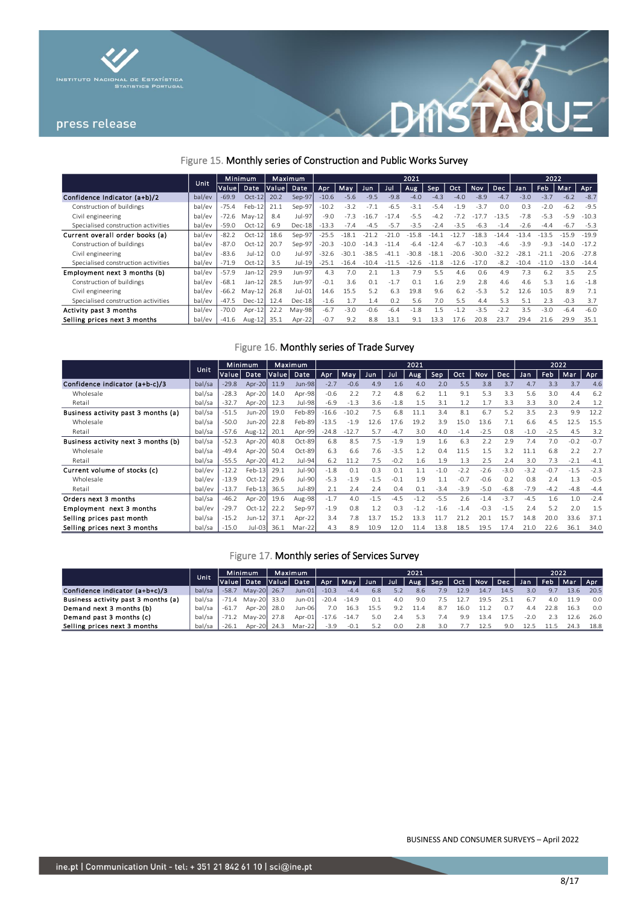Figure 15. Monthly series of Construction and Public Works Survey

| | Unit | Minimum | | Maximum | | 2021 | | | | | | | | | 2022 | | | |
|---|---|---|---|---|---|---|---|---|---|---|---|---|---|---|---|---|---|---|
| | | Value | Date | Value | Date | Apr | May | Jun | Jul | Aug | Sep | Oct | Nov | Dec | Jan | Feb | Mar | Apr |
| Confidence Indicator (a+b)/2 | bal/ev | -69.9 | Oct-12 | 20.2 | Sep-97 | -10.6 | -5.6 | -9.5 | -9.8 | -4.0 | -4.3 | -4.0 | -8.9 | -4.7 | -3.0 | -3.7 | -6.2 | -8.7 |
| Construction of buildings | bal/ev | -75.4 | Feb-12 | 21.1 | Sep-97 | -10.2 | -3.2 | -7.1 | -6.5 | -3.1 | -5.4 | -1.9 | -3.7 | 0.0 | 0.3 | -2.0 | -6.2 | -9.5 |
| Civil engineering | bal/ev | -72.6 | May-12 | 8.4 | Jul-97 | -9.0 | -7.3 | -16.7 | -17.4 | -5.5 | -4.2 | -7.2 | -17.7 | -13.5 | -7.8 | -5.3 | -5.9 | -10.3 |
| Specialised construction activities | bal/ev | -59.0 | Oct-12 | 6.9 | Dec-18 | -13.3 | -7.4 | -4.5 | -5.7 | -3.5 | -2.4 | -3.5 | -6.3 | -1.4 | -2.6 | -4.4 | -6.7 | -5.3 |
| Current overall order books (a) | bal/ev | -82.2 | Oct-12 | 18.6 | Sep-97 | -25.5 | -18.1 | -21.2 | -21.0 | -15.8 | -14.1 | -12.7 | -18.3 | -14.4 | -13.4 | -13.5 | -15.9 | -19.9 |
| Construction of buildings | bal/ev | -87.0 | Oct-12 | 20.7 | Sep-97 | -20.3 | -10.0 | -14.3 | -11.4 | -6.4 | -12.4 | -6.7 | -10.3 | -4.6 | -3.9 | -9.3 | -14.0 | -17.2 |
| Civil engineering | bal/ev | -83.6 | Jul-12 | 0.0 | Jul-97 | -32.6 | -30.1 | -38.5 | -41.1 | -30.8 | -18.1 | -20.6 | -30.0 | -32.2 | -28.1 | -21.1 | -20.6 | -27.8 |
| Specialised construction activities | bal/ev | -71.9 | Oct-12 | 3.5 | Jul-19 | -25.1 | -16.4 | -10.4 | -11.5 | -12.6 | -11.8 | -12.6 | -17.0 | -8.2 | -10.4 | -11.0 | -13.0 | -14.4 |
| Employment next 3 months (b) | bal/ev | -57.9 | Jan-12 | 29.9 | Jun-97 | 4.3 | 7.0 | 2.1 | 1.3 | 7.9 | 5.5 | 4.6 | 0.6 | 4.9 | 7.3 | 6.2 | 3.5 | 2.5 |
| Construction of buildings | bal/ev | -68.1 | Jan-12 | 28.5 | Jun-97 | -0.1 | 3.6 | 0.1 | -1.7 | 0.1 | 1.6 | 2.9 | 2.8 | 4.6 | 4.6 | 5.3 | 1.6 | -1.8 |
| Civil engineering | bal/ev | -66.2 | May-12 | 26.8 | Jul-01 | 14.6 | 15.5 | 5.2 | 6.3 | 19.8 | 9.6 | 6.2 | -5.3 | 5.2 | 12.6 | 10.5 | 8.9 | 7.1 |
| Specialised construction activities | bal/ev | -47.5 | Dec-12 | 12.4 | Dec-18 | -1.6 | 1.7 | 1.4 | 0.2 | 5.6 | 7.0 | 5.5 | 4.4 | 5.3 | 5.1 | 2.3 | -0.3 | 3.7 |
| Activity past 3 months | bal/ev | -70.0 | Apr-12 | 22.2 | May-98 | -6.7 | -3.0 | -0.6 | -6.4 | -1.8 | 1.5 | -1.2 | -3.5 | -2.2 | 3.5 | -3.0 | -6.4 | -6.0 |
| Selling prices next 3 months | bal/ev | -41.6 | Aug-12 | 35.1 | Apr-22 | -0.7 | 9.2 | 8.8 | 13.1 | 9.1 | 13.3 | 17.6 | 20.8 | 23.7 | 29.4 | 21.6 | 29.9 | 35.1 |

Figure 16. Monthly series of Trade Survey

| | Unit | Minimum | | Maximum | | 2021 | | | | | | | | | 2022 | | | |
|---|---|---|---|---|---|---|---|---|---|---|---|---|---|---|---|---|---|---|
| | | Value | Date | Value | Date | Apr | May | Jun | Jul | Aug | Sep | Oct | Nov | Dec | Jan | Feb | Mar | Apr |
| Confidence indicator (a+b-c)/3 | bal/sa | -29.8 | Apr-20 | 11.9 | Jun-98 | -2.7 | -0.6 | 4.9 | 1.6 | 4.0 | 2.0 | 5.5 | 3.8 | 3.7 | 4.7 | 3.3 | 3.7 | 4.6 |
| Wholesale | bal/sa | -28.3 | Apr-20 | 14.0 | Apr-98 | -0.6 | 2.2 | 7.2 | 4.8 | 6.2 | 1.1 | 9.1 | 5.3 | 3.3 | 5.6 | 3.0 | 4.4 | 6.2 |
| Retail | bal/sa | -32.7 | Apr-20 | 12.3 | Jul-98 | -6.9 | -1.3 | 3.6 | -1.8 | 1.5 | 3.1 | 1.2 | 1.7 | 3.3 | 3.3 | 3.0 | 2.4 | 1.2 |
| Business activity past 3 months (a) | bal/sa | -51.5 | Jun-20 | 19.0 | Feb-89 | -16.6 | -10.2 | 7.5 | 6.8 | 11.1 | 3.4 | 8.1 | 6.7 | 5.2 | 3.5 | 2.3 | 9.9 | 12.2 |
| Wholesale | bal/sa | -50.0 | Jun-20 | 22.8 | Feb-89 | -13.5 | -1.9 | 12.6 | 17.6 | 19.2 | 3.9 | 15.0 | 13.6 | 7.1 | 6.6 | 4.5 | 12.5 | 15.5 |
| Retail | bal/sa | -57.6 | Aug-12 | 20.1 | Apr-99 | -24.8 | -12.7 | 5.7 | -4.7 | 3.0 | 4.0 | -1.4 | -2.5 | 0.8 | -1.0 | -2.5 | 4.5 | 3.2 |
| Business activity next 3 months (b) | bal/sa | -52.3 | Apr-20 | 40.8 | Oct-89 | 6.8 | 8.5 | 7.5 | -1.9 | 1.9 | 1.6 | 6.3 | 2.2 | 2.9 | 7.4 | 7.0 | -0.2 | -0.7 |
| Wholesale | bal/sa | -49.4 | Apr-20 | 50.4 | Oct-89 | 6.3 | 6.6 | 7.6 | -3.5 | 1.2 | 0.4 | 11.5 | 1.5 | 3.2 | 11.1 | 6.8 | 2.2 | 2.7 |
| Retail | bal/sa | -55.5 | Apr-20 | 41.2 | Jul-94 | 6.2 | 11.2 | 7.5 | -0.2 | 1.6 | 1.9 | 1.3 | 2.5 | 2.4 | 3.0 | 7.3 | -2.1 | -4.1 |
| Current volume of stocks (c) | bal/ev | -12.2 | Feb-13 | 29.1 | Jul-90 | -1.8 | 0.1 | 0.3 | 0.1 | 1.1 | -1.0 | -2.2 | -2.6 | -3.0 | -3.2 | -0.7 | -1.5 | -2.3 |
| Wholesale | bal/ev | -13.9 | Oct-12 | 29.6 | Jul-90 | -5.3 | -1.9 | -1.5 | -0.1 | 1.9 | 1.1 | -0.7 | -0.6 | 0.2 | 0.8 | 2.4 | 1.3 | -0.5 |
| Retail | bal/ev | -13.7 | Feb-13 | 36.5 | Jul-89 | 2.1 | 2.4 | 2.4 | 0.4 | 0.1 | -3.4 | -3.9 | -5.0 | -6.8 | -7.9 | -4.2 | -4.8 | -4.4 |
| Orders next 3 months | bal/sa | -46.2 | Apr-20 | 19.6 | Aug-98 | -1.7 | 4.0 | -1.5 | -4.5 | -1.2 | -5.5 | 2.6 | -1.4 | -3.7 | -4.5 | 1.6 | 1.0 | -2.4 |
| Employment next 3 months | bal/ev | -29.7 | Oct-12 | 22.2 | Sep-97 | -1.9 | 0.8 | 1.2 | 0.3 | -1.2 | -1.6 | -1.4 | -0.3 | -1.5 | 2.4 | 5.2 | 2.0 | 1.5 |
| Selling prices past month | bal/sa | -15.2 | Jun-12 | 37.1 | Apr-22 | 3.4 | 7.8 | 13.7 | 15.2 | 13.3 | 11.7 | 21.2 | 20.1 | 15.7 | 14.8 | 20.0 | 33.6 | 37.1 |
| Selling prices next 3 months | bal/sa | -15.0 | Jul-03 | 36.1 | Mar-22 | 4.3 | 8.9 | 10.9 | 12.0 | 11.4 | 13.8 | 18.5 | 19.5 | 17.4 | 21.0 | 22.6 | 36.1 | 34.0 |

Figure 17. Monthly series of Services Survey

| | Unit | Minimum | | Maximum | | 2021 | | | | | | | | | 2022 | | | |
|---|---|---|---|---|---|---|---|---|---|---|---|---|---|---|---|---|---|---|
| | | Value | Date | Value | Date | Apr | May | Jun | Jul | Aug | Sep | Oct | Nov | Dec | Jan | Feb | Mar | Apr |
| Confidence indicator (a+b+c)/3 | bal/sa | -58.7 | May-20 | 26.7 | Jun-01 | -10.3 | -4.4 | 6.8 | 5.2 | 8.6 | 7.9 | 12.9 | 14.7 | 14.5 | 3.0 | 9.7 | 13.6 | 20.5 |
| Business activity past 3 months (a) | bal/sa | -71.4 | May-20 | 33.0 | Jun-01 | -20.4 | -14.9 | 0.1 | 4.0 | 9.0 | 7.5 | 12.7 | 19.5 | 25.1 | 6.7 | 4.0 | 11.9 | 0.0 |
| Demand next 3 months (b) | bal/sa | -61.7 | Apr-20 | 28.0 | Jun-06 | 7.0 | 16.3 | 15.5 | 9.2 | 11.4 | 8.7 | 16.0 | 11.2 | 0.7 | 4.4 | 22.8 | 16.3 | 0.0 |
| Demand past 3 months (c) | bal/sa | -71.2 | May-20 | 27.8 | Apr-01 | -17.6 | -14.7 | 5.0 | 2.4 | 5.3 | 7.4 | 9.9 | 13.4 | 17.5 | -2.0 | 2.3 | 12.6 | 26.0 |
| Selling prices next 3 months | bal/sa | -26.1 | Apr-20 | 24.3 | Mar-22 | -3.9 | -0.1 | 5.2 | 0.0 | 2.8 | 3.0 | 7.7 | 12.5 | 9.0 | 12.5 | 11.5 | 24.3 | 18.8 |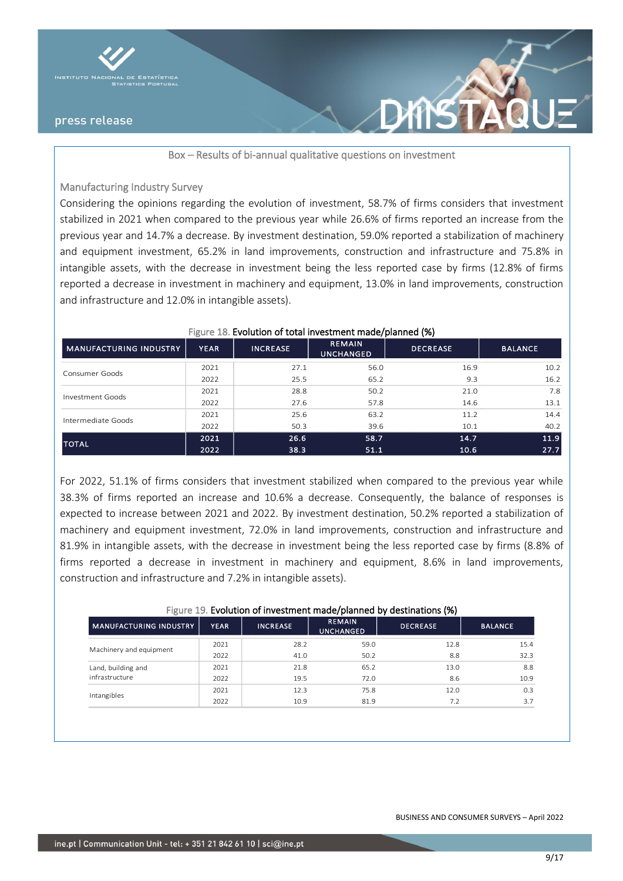## Box – Results of bi-annual qualitative questions on investment

### Manufacturing Industry Survey

Considering the opinions regarding the evolution of investment, 58.7% of firms considers that investment stabilized in 2021 when compared to the previous year while 26.6% of firms reported an increase from the previous year and 14.7% a decrease. By investment destination, 59.0% reported a stabilization of machinery and equipment investment, 65.2% in land improvements, construction and infrastructure and 75.8% in intangible assets, with the decrease in investment being the less reported case by firms (12.8% of firms reported a decrease in investment in machinery and equipment, 13.0% in land improvements, construction and infrastructure and 12.0% in intangible assets).

Figure 18. **Evolution of total investment made/planned (%)**

| MANUFACTURING INDUSTRY | YEAR | INCREASE | REMAIN UNCHANGED | DECREASE | BALANCE |
|---|---|---|---|---|---|
| Consumer Goods | 2021 | 27.1 | 56.0 | 16.9 | 10.2 |
| | 2022 | 25.5 | 65.2 | 9.3 | 16.2 |
| Investment Goods | 2021 | 28.8 | 50.2 | 21.0 | 7.8 |
| | 2022 | 27.6 | 57.8 | 14.6 | 13.1 |
| Intermediate Goods | 2021 | 25.6 | 63.2 | 11.2 | 14.4 |
| | 2022 | 50.3 | 39.6 | 10.1 | 40.2 |
| **TOTAL** | **2021** | **26.6** | **58.7** | **14.7** | **11.9** |
| | **2022** | **38.3** | **51.1** | **10.6** | **27.7** |

For 2022, 51.1% of firms considers that investment stabilized when compared to the previous year while 38.3% of firms reported an increase and 10.6% a decrease. Consequently, the balance of responses is expected to increase between 2021 and 2022. By investment destination, 50.2% reported a stabilization of machinery and equipment investment, 72.0% in land improvements, construction and infrastructure and 81.9% in intangible assets, with the decrease in investment being the less reported case by firms (8.8% of firms reported a decrease in investment in machinery and equipment, 8.6% in land improvements, construction and infrastructure and 7.2% in intangible assets).

Figure 19. **Evolution of investment made/planned by destinations (%)**

| MANUFACTURING INDUSTRY | YEAR | INCREASE | REMAIN UNCHANGED | DECREASE | BALANCE |
|---|---|---|---|---|---|
| Machinery and equipment | 2021 | 28.2 | 59.0 | 12.8 | 15.4 |
| | 2022 | 41.0 | 50.2 | 8.8 | 32.3 |
| Land, building and infrastructure | 2021 | 21.8 | 65.2 | 13.0 | 8.8 |
| | 2022 | 19.5 | 72.0 | 8.6 | 10.9 |
| Intangibles | 2021 | 12.3 | 75.8 | 12.0 | 0.3 |
| | 2022 | 10.9 | 81.9 | 7.2 | 3.7 |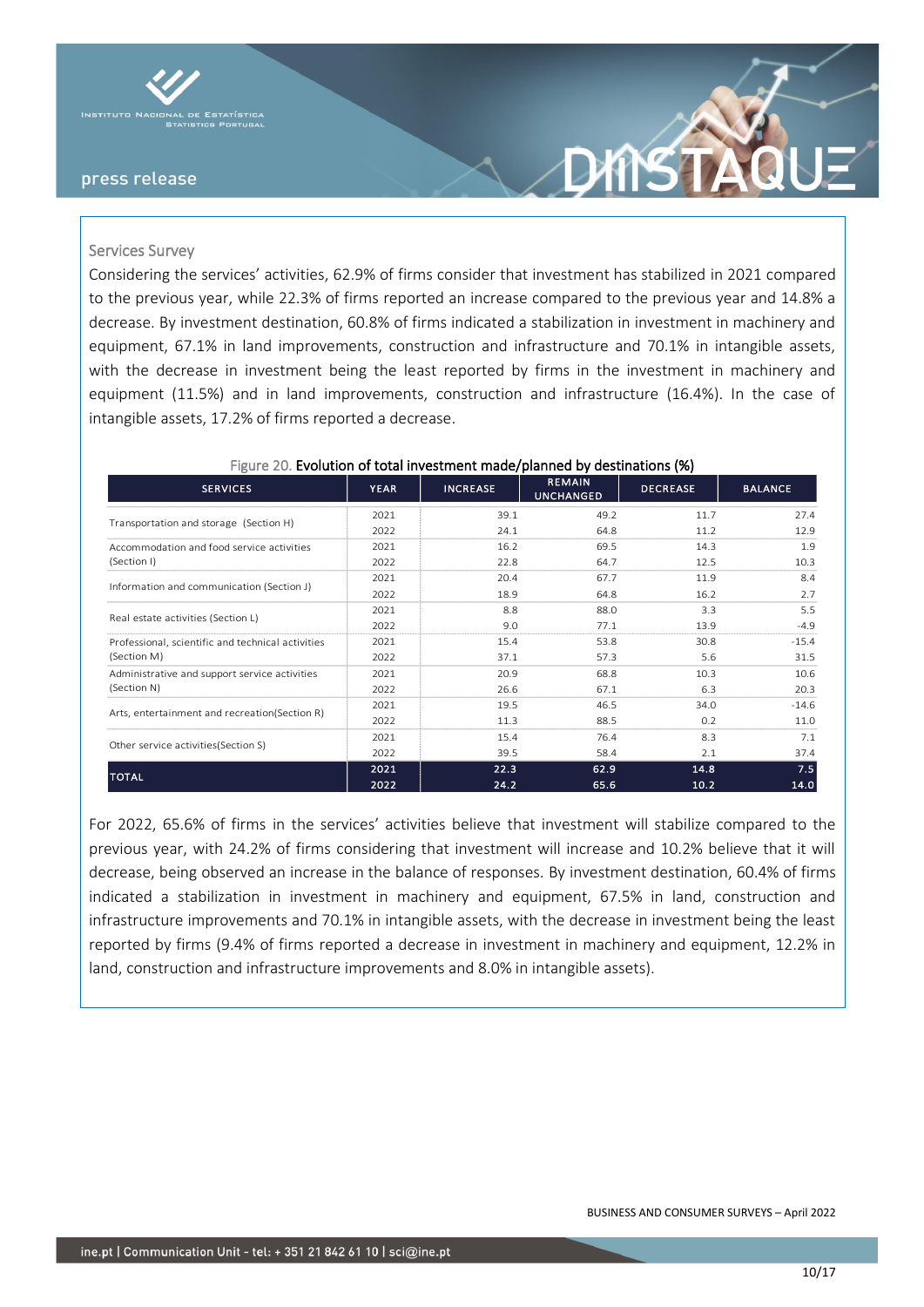## Services Survey

Considering the services' activities, 62.9% of firms consider that investment has stabilized in 2021 compared to the previous year, while 22.3% of firms reported an increase compared to the previous year and 14.8% a decrease. By investment destination, 60.8% of firms indicated a stabilization in investment in machinery and equipment, 67.1% in land improvements, construction and infrastructure and 70.1% in intangible assets, with the decrease in investment being the least reported by firms in the investment in machinery and equipment (11.5%) and in land improvements, construction and infrastructure (16.4%). In the case of intangible assets, 17.2% of firms reported a decrease.

Figure 20. **Evolution of total investment made/planned by destinations (%)**

| SERVICES | YEAR | INCREASE | REMAIN UNCHANGED | DECREASE | BALANCE |
|---|---|---|---|---|---|
| Transportation and storage (Section H) | 2021 | 39.1 | 49.2 | 11.7 | 27.4 |
| | 2022 | 24.1 | 64.8 | 11.2 | 12.9 |
| Accommodation and food service activities (Section I) | 2021 | 16.2 | 69.5 | 14.3 | 1.9 |
| | 2022 | 22.8 | 64.7 | 12.5 | 10.3 |
| Information and communication (Section J) | 2021 | 20.4 | 67.7 | 11.9 | 8.4 |
| | 2022 | 18.9 | 64.8 | 16.2 | 2.7 |
| Real estate activities (Section L) | 2021 | 8.8 | 88.0 | 3.3 | 5.5 |
| | 2022 | 9.0 | 77.1 | 13.9 | -4.9 |
| Professional, scientific and technical activities (Section M) | 2021 | 15.4 | 53.8 | 30.8 | -15.4 |
| | 2022 | 37.1 | 57.3 | 5.6 | 31.5 |
| Administrative and support service activities (Section N) | 2021 | 20.9 | 68.8 | 10.3 | 10.6 |
| | 2022 | 26.6 | 67.1 | 6.3 | 20.3 |
| Arts, entertainment and recreation(Section R) | 2021 | 19.5 | 46.5 | 34.0 | -14.6 |
| | 2022 | 11.3 | 88.5 | 0.2 | 11.0 |
| Other service activities(Section S) | 2021 | 15.4 | 76.4 | 8.3 | 7.1 |
| | 2022 | 39.5 | 58.4 | 2.1 | 37.4 |
| **TOTAL** | **2021** | **22.3** | **62.9** | **14.8** | **7.5** |
| | **2022** | **24.2** | **65.6** | **10.2** | **14.0** |

For 2022, 65.6% of firms in the services' activities believe that investment will stabilize compared to the previous year, with 24.2% of firms considering that investment will increase and 10.2% believe that it will decrease, being observed an increase in the balance of responses. By investment destination, 60.4% of firms indicated a stabilization in investment in machinery and equipment, 67.5% in land, construction and infrastructure improvements and 70.1% in intangible assets, with the decrease in investment being the least reported by firms (9.4% of firms reported a decrease in investment in machinery and equipment, 12.2% in land, construction and infrastructure improvements and 8.0% in intangible assets).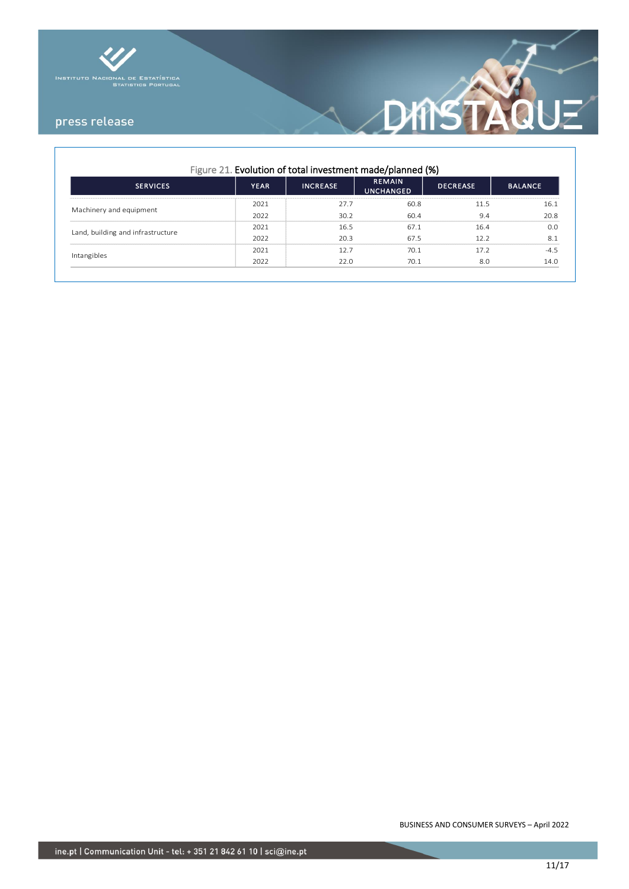Figure 21. **Evolution of total investment made/planned (%)**

| SERVICES | YEAR | INCREASE | REMAIN UNCHANGED | DECREASE | BALANCE |
|---|---|---|---|---|---|
| Machinery and equipment | 2021 | 27.7 | 60.8 | 11.5 | 16.1 |
| | 2022 | 30.2 | 60.4 | 9.4 | 20.8 |
| Land, building and infrastructure | 2021 | 16.5 | 67.1 | 16.4 | 0.0 |
| | 2022 | 20.3 | 67.5 | 12.2 | 8.1 |
| Intangibles | 2021 | 12.7 | 70.1 | 17.2 | -4.5 |
| | 2022 | 22.0 | 70.1 | 8.0 | 14.0 |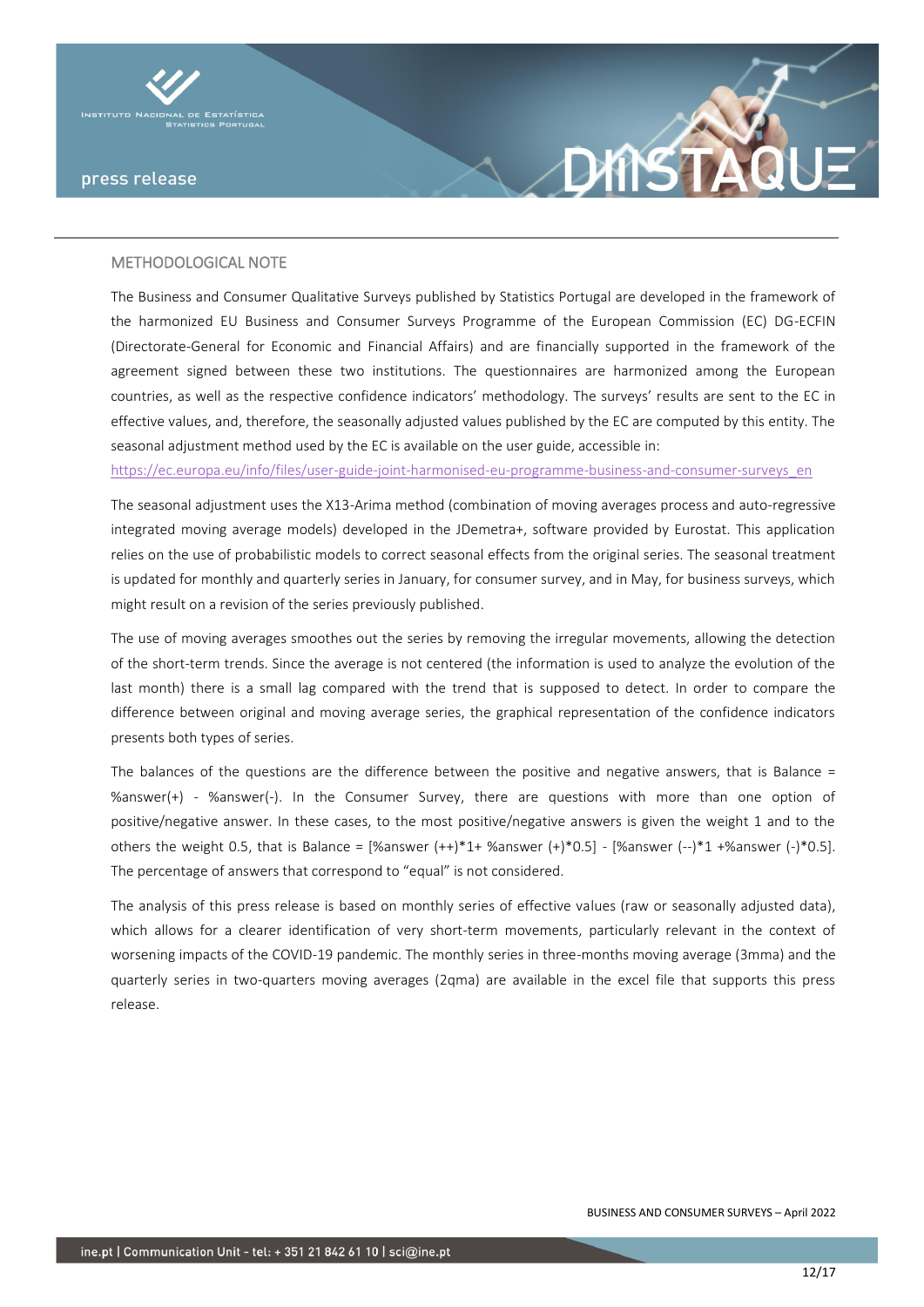## METHODOLOGICAL NOTE

The Business and Consumer Qualitative Surveys published by Statistics Portugal are developed in the framework of the harmonized EU Business and Consumer Surveys Programme of the European Commission (EC) DG-ECFIN (Directorate-General for Economic and Financial Affairs) and are financially supported in the framework of the agreement signed between these two institutions. The questionnaires are harmonized among the European countries, as well as the respective confidence indicators' methodology. The surveys' results are sent to the EC in effective values, and, therefore, the seasonally adjusted values published by the EC are computed by this entity. The seasonal adjustment method used by the EC is available on the user guide, accessible in:

https://ec.europa.eu/info/files/user-guide-joint-harmonised-eu-programme-business-and-consumer-surveys_en

The seasonal adjustment uses the X13-Arima method (combination of moving averages process and auto-regressive integrated moving average models) developed in the JDemetra+, software provided by Eurostat. This application relies on the use of probabilistic models to correct seasonal effects from the original series. The seasonal treatment is updated for monthly and quarterly series in January, for consumer survey, and in May, for business surveys, which might result on a revision of the series previously published.

The use of moving averages smoothes out the series by removing the irregular movements, allowing the detection of the short-term trends. Since the average is not centered (the information is used to analyze the evolution of the last month) there is a small lag compared with the trend that is supposed to detect. In order to compare the difference between original and moving average series, the graphical representation of the confidence indicators presents both types of series.

The balances of the questions are the difference between the positive and negative answers, that is Balance = %answer(+) - %answer(-). In the Consumer Survey, there are questions with more than one option of positive/negative answer. In these cases, to the most positive/negative answers is given the weight 1 and to the others the weight 0.5, that is Balance = [%answer (++)*1+ %answer (+)*0.5] - [%answer (--)*1 +%answer (-)*0.5]. The percentage of answers that correspond to "equal" is not considered.

The analysis of this press release is based on monthly series of effective values (raw or seasonally adjusted data), which allows for a clearer identification of very short-term movements, particularly relevant in the context of worsening impacts of the COVID-19 pandemic. The monthly series in three-months moving average (3mma) and the quarterly series in two-quarters moving averages (2qma) are available in the excel file that supports this press release.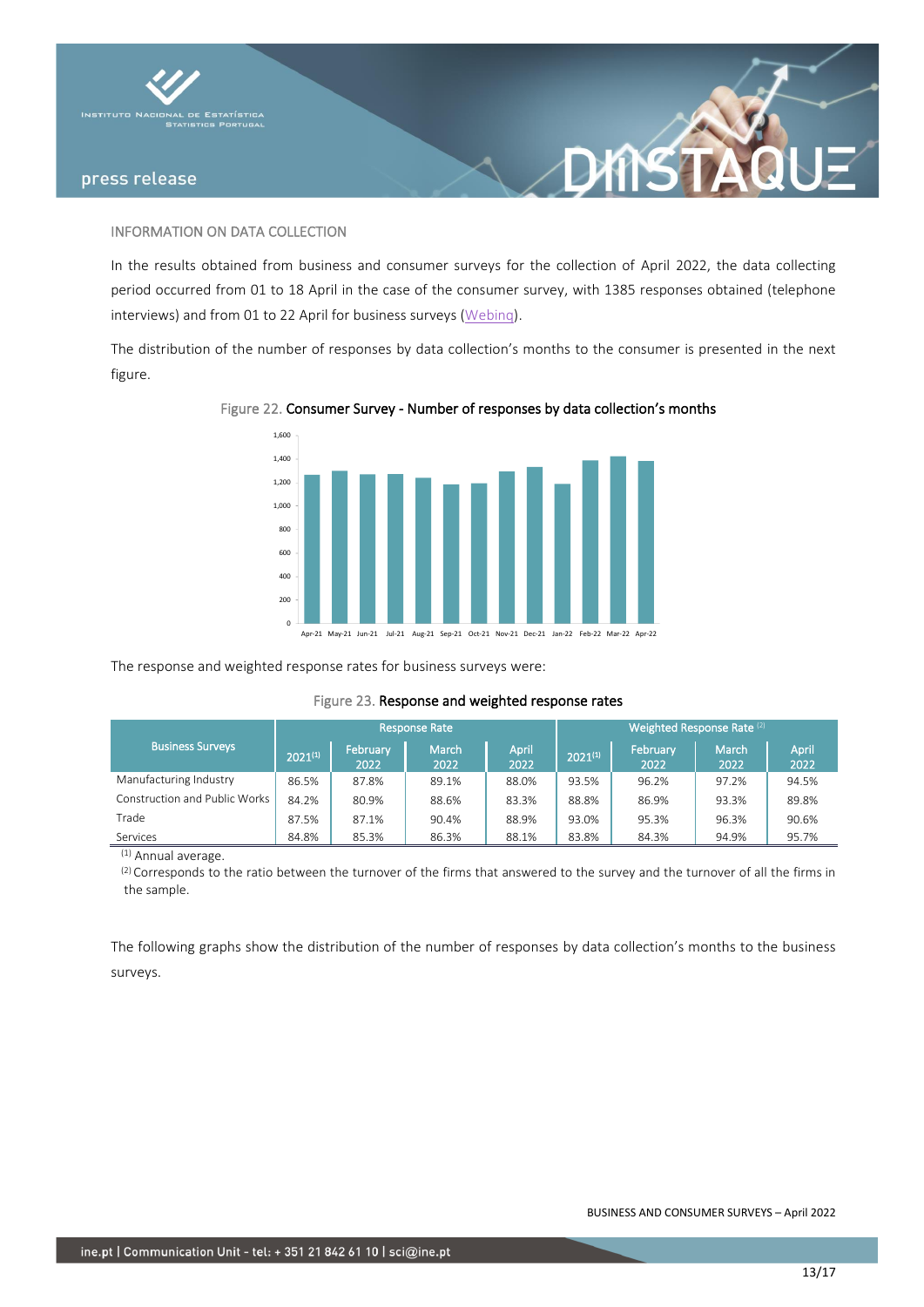## INFORMATION ON DATA COLLECTION

In the results obtained from business and consumer surveys for the collection of April 2022, the data collecting period occurred from 01 to 18 April in the case of the consumer survey, with 1385 responses obtained (telephone interviews) and from 01 to 22 April for business surveys (Webinq).

The distribution of the number of responses by data collection's months to the consumer is presented in the next figure.

Figure 22. **Consumer Survey - Number of responses by data collection's months**

1,600
1,400
1,200
1,000
800
600
400
200
0

Apr-21 May-21 Jun-21 Jul-21 Aug-21 Sep-21 Oct-21 Nov-21 Dec-21 Jan-22 Feb-22 Mar-22 Apr-22

The response and weighted response rates for business surveys were:

Figure 23. **Response and weighted response rates**

| Business Surveys | Response Rate | | | | Weighted Response Rate [2] | | | |
|---|---|---|---|---|---|---|---|---|
| | 2021[1] | February 2022 | March 2022 | April 2022 | 2021[1] | February 2022 | March 2022 | April 2022 |
| Manufacturing Industry | 86.5% | 87.8% | 89.1% | 88.0% | 93.5% | 96.2% | 97.2% | 94.5% |
| Construction and Public Works | 84.2% | 80.9% | 88.6% | 83.3% | 88.8% | 86.9% | 93.3% | 89.8% |
| Trade | 87.5% | 87.1% | 90.4% | 88.9% | 93.0% | 95.3% | 96.3% | 90.6% |
| Services | 84.8% | 85.3% | 86.3% | 88.1% | 83.8% | 84.3% | 94.9% | 95.7% |

[1] Annual average.
[2] Corresponds to the ratio between the turnover of the firms that answered to the survey and the turnover of all the firms in the sample.

The following graphs show the distribution of the number of responses by data collection's months to the business surveys.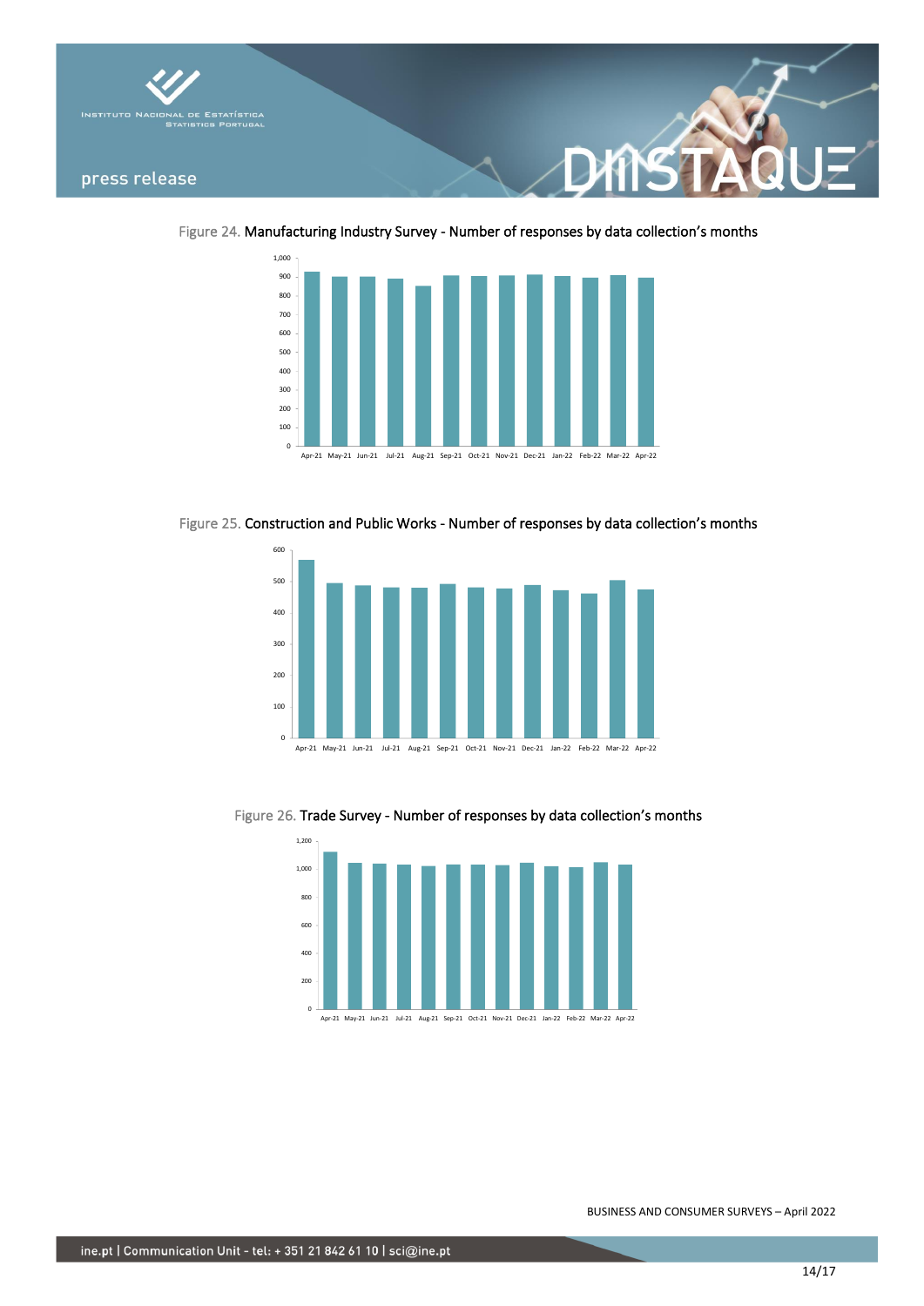Figure 24. Manufacturing Industry Survey - Number of responses by data collection's months

1,000
900
800
700
600
500
400
300
200
100
0

Apr-21 May-21 Jun-21 Jul-21 Aug-21 Sep-21 Oct-21 Nov-21 Dec-21 Jan-22 Feb-22 Mar-22 Apr-22

Figure 25. Construction and Public Works - Number of responses by data collection's months

600
500
400
300
200
100
0

Apr-21 May-21 Jun-21 Jul-21 Aug-21 Sep-21 Oct-21 Nov-21 Dec-21 Jan-22 Feb-22 Mar-22 Apr-22

Figure 26. Trade Survey - Number of responses by data collection's months

1,200
1,000
800
600
400
200
0

Apr-21 May-21 Jun-21 Jul-21 Aug-21 Sep-21 Oct-21 Nov-21 Dec-21 Jan-22 Feb-22 Mar-22 Apr-22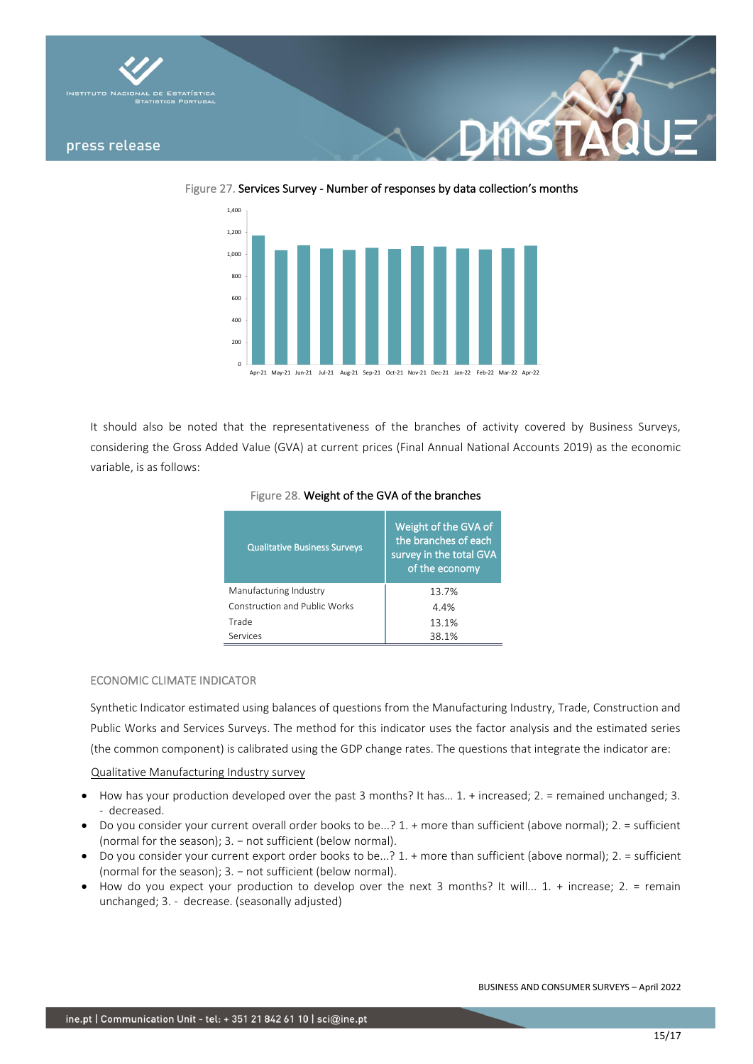Figure 27. Services Survey - Number of responses by data collection's months

1,400
1,200
1,000
800
600
400
200
0

Apr-21 May-21 Jun-21 Jul-21 Aug-21 Sep-21 Oct-21 Nov-21 Dec-21 Jan-22 Feb-22 Mar-22 Apr-22

It should also be noted that the representativeness of the branches of activity covered by Business Surveys, considering the Gross Added Value (GVA) at current prices (Final Annual National Accounts 2019) as the economic variable, is as follows:

Figure 28. Weight of the GVA of the branches

| Qualitative Business Surveys | Weight of the GVA of the branches of each survey in the total GVA of the economy |
|---|---|
| Manufacturing Industry | 13.7% |
| Construction and Public Works | 4.4% |
| Trade | 13.1% |
| Services | 38.1% |

## ECONOMIC CLIMATE INDICATOR

Synthetic Indicator estimated using balances of questions from the Manufacturing Industry, Trade, Construction and Public Works and Services Surveys. The method for this indicator uses the factor analysis and the estimated series (the common component) is calibrated using the GDP change rates. The questions that integrate the indicator are:

Qualitative Manufacturing Industry survey

- How has your production developed over the past 3 months? It has… 1. + increased; 2. = remained unchanged; 3. - decreased.
- Do you consider your current overall order books to be...? 1. + more than sufficient (above normal); 2. = sufficient (normal for the season); 3. − not sufficient (below normal).
- Do you consider your current export order books to be...? 1. + more than sufficient (above normal); 2. = sufficient (normal for the season); 3. − not sufficient (below normal).
- How do you expect your production to develop over the next 3 months? It will... 1. + increase; 2. = remain unchanged; 3. - decrease. (seasonally adjusted)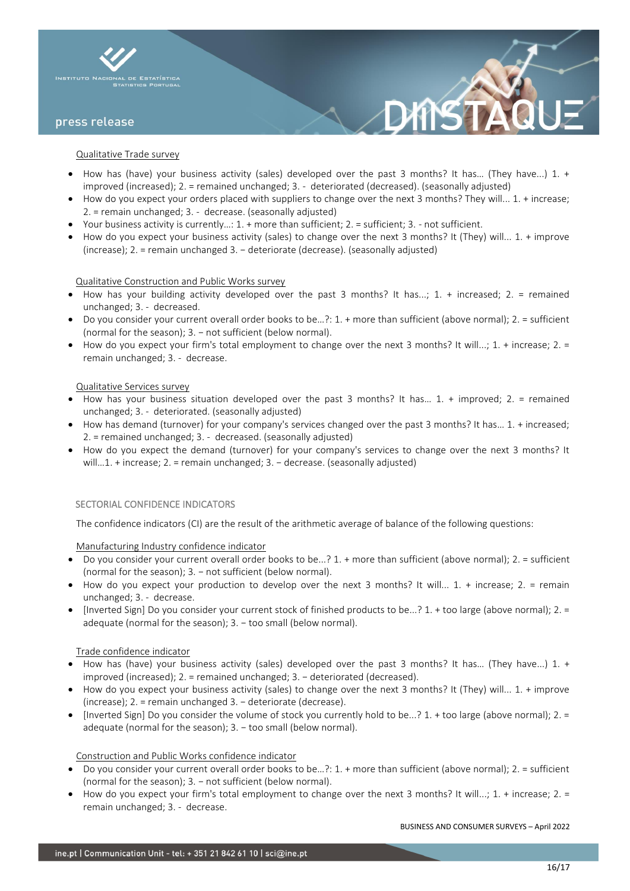Qualitative Trade survey

- How has (have) your business activity (sales) developed over the past 3 months? It has… (They have...) 1. + improved (increased); 2. = remained unchanged; 3. - deteriorated (decreased). (seasonally adjusted)
- How do you expect your orders placed with suppliers to change over the next 3 months? They will... 1. + increase; 2. = remain unchanged; 3. - decrease. (seasonally adjusted)
- Your business activity is currently…: 1. + more than sufficient; 2. = sufficient; 3. - not sufficient.
- How do you expect your business activity (sales) to change over the next 3 months? It (They) will... 1. + improve (increase); 2. = remain unchanged 3. – deteriorate (decrease). (seasonally adjusted)

Qualitative Construction and Public Works survey

- How has your building activity developed over the past 3 months? It has...; 1. + increased; 2. = remained unchanged; 3. - decreased.
- Do you consider your current overall order books to be…?: 1. + more than sufficient (above normal); 2. = sufficient (normal for the season); 3. – not sufficient (below normal).
- How do you expect your firm's total employment to change over the next 3 months? It will...; 1. + increase; 2. = remain unchanged; 3. - decrease.

Qualitative Services survey

- How has your business situation developed over the past 3 months? It has… 1. + improved; 2. = remained unchanged; 3. - deteriorated. (seasonally adjusted)
- How has demand (turnover) for your company's services changed over the past 3 months? It has… 1. + increased; 2. = remained unchanged; 3. - decreased. (seasonally adjusted)
- How do you expect the demand (turnover) for your company's services to change over the next 3 months? It will…1. + increase; 2. = remain unchanged; 3. – decrease. (seasonally adjusted)

## SECTORIAL CONFIDENCE INDICATORS

The confidence indicators (CI) are the result of the arithmetic average of balance of the following questions:

Manufacturing Industry confidence indicator

- Do you consider your current overall order books to be...? 1. + more than sufficient (above normal); 2. = sufficient (normal for the season); 3. – not sufficient (below normal).
- How do you expect your production to develop over the next 3 months? It will... 1. + increase; 2. = remain unchanged; 3. - decrease.
- [Inverted Sign] Do you consider your current stock of finished products to be...? 1. + too large (above normal); 2. = adequate (normal for the season); 3. – too small (below normal).

Trade confidence indicator

- How has (have) your business activity (sales) developed over the past 3 months? It has… (They have...) 1. + improved (increased); 2. = remained unchanged; 3. – deteriorated (decreased).
- How do you expect your business activity (sales) to change over the next 3 months? It (They) will... 1. + improve (increase); 2. = remain unchanged 3. – deteriorate (decrease).
- [Inverted Sign] Do you consider the volume of stock you currently hold to be...? 1. + too large (above normal); 2. = adequate (normal for the season); 3. – too small (below normal).

Construction and Public Works confidence indicator

- Do you consider your current overall order books to be…?: 1. + more than sufficient (above normal); 2. = sufficient (normal for the season); 3. – not sufficient (below normal).
- How do you expect your firm's total employment to change over the next 3 months? It will...; 1. + increase; 2. = remain unchanged; 3. - decrease.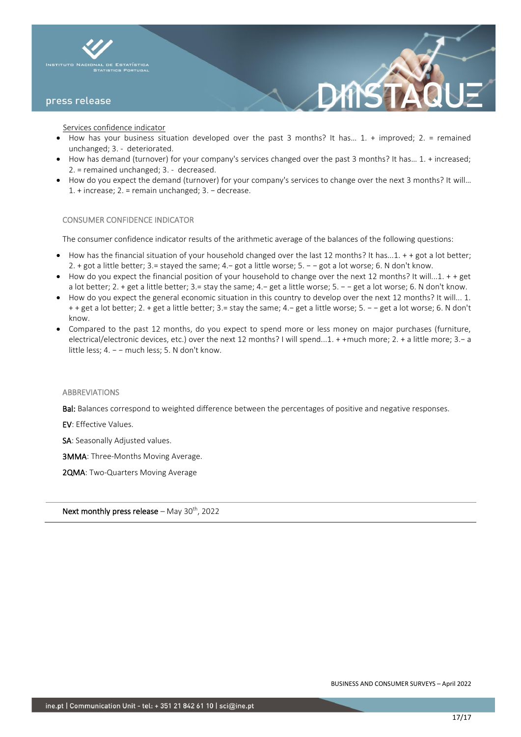Services confidence indicator

- How has your business situation developed over the past 3 months? It has… 1. + improved; 2. = remained unchanged; 3. - deteriorated.
- How has demand (turnover) for your company's services changed over the past 3 months? It has… 1. + increased; 2. = remained unchanged; 3. - decreased.
- How do you expect the demand (turnover) for your company's services to change over the next 3 months? It will… 1. + increase; 2. = remain unchanged; 3. – decrease.

## CONSUMER CONFIDENCE INDICATOR

The consumer confidence indicator results of the arithmetic average of the balances of the following questions:

- How has the financial situation of your household changed over the last 12 months? It has...1. + + got a lot better; 2. + got a little better; 3.= stayed the same; 4.– got a little worse; 5. – – got a lot worse; 6. N don't know.
- How do you expect the financial position of your household to change over the next 12 months? It will...1. + + get a lot better; 2. + get a little better; 3.= stay the same; 4.– get a little worse; 5. – – get a lot worse; 6. N don't know.
- How do you expect the general economic situation in this country to develop over the next 12 months? It will... 1. + + get a lot better; 2. + get a little better; 3.= stay the same; 4.– get a little worse; 5. – – get a lot worse; 6. N don't know.
- Compared to the past 12 months, do you expect to spend more or less money on major purchases (furniture, electrical/electronic devices, etc.) over the next 12 months? I will spend...1. + +much more; 2. + a little more; 3.– a little less; 4. – – much less; 5. N don't know.

## ABBREVIATIONS

**Bal:** Balances correspond to weighted difference between the percentages of positive and negative responses.

**EV**: Effective Values.

**SA**: Seasonally Adjusted values.

**3MMA**: Three-Months Moving Average.

**2QMA**: Two-Quarters Moving Average

**Next monthly press release** – May 30th, 2022